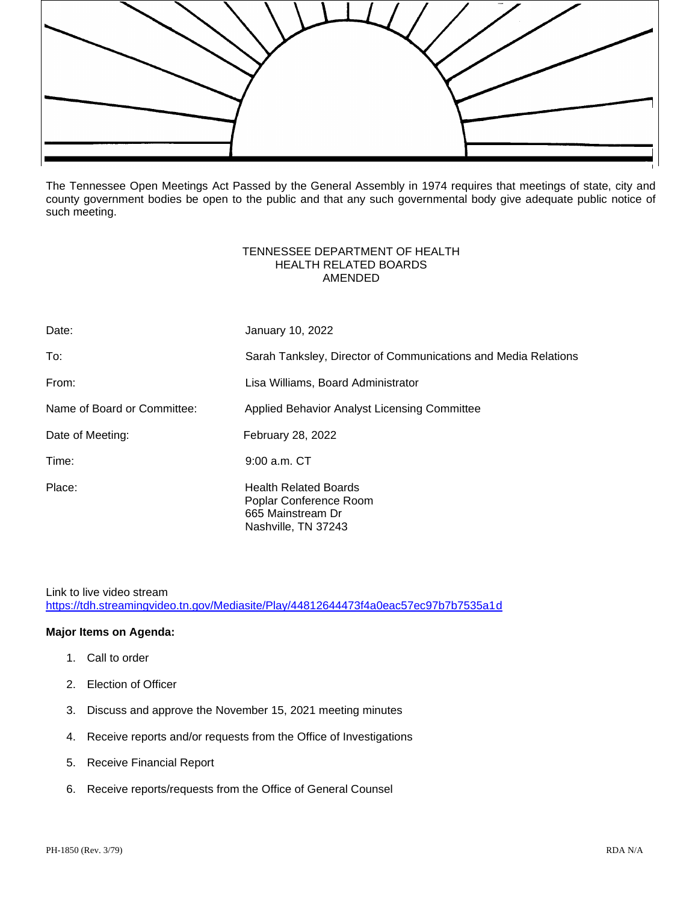The Tennessee Open Meetings Act Passed by the General Assembly in 1974 requires that meetings of state, city and county government bodies be open to the public and that any such governmental body give adequate public notice of such meeting.

TENNESSEE DEPARTMENT OF HEALTH
HEALTH RELATED BOARDS
AMENDED

| | |
|---|---|
| Date: | January 10, 2022 |
| To: | Sarah Tanksley, Director of Communications and Media Relations |
| From: | Lisa Williams, Board Administrator |
| Name of Board or Committee: | Applied Behavior Analyst Licensing Committee |
| Date of Meeting: | February 28, 2022 |
| Time: | 9:00 a.m. CT |
| Place: | Health Related Boards<br>Poplar Conference Room<br>665 Mainstream Dr<br>Nashville, TN 37243 |

Link to live video stream
https://tdh.streamingvideo.tn.gov/Mediasite/Play/44812644473f4a0eac57ec97b7b7535a1d

**Major Items on Agenda:**

1. Call to order
2. Election of Officer
3. Discuss and approve the November 15, 2021 meeting minutes
4. Receive reports and/or requests from the Office of Investigations
5. Receive Financial Report
6. Receive reports/requests from the Office of General Counsel

PH-1850 (Rev. 3/79) RDA N/A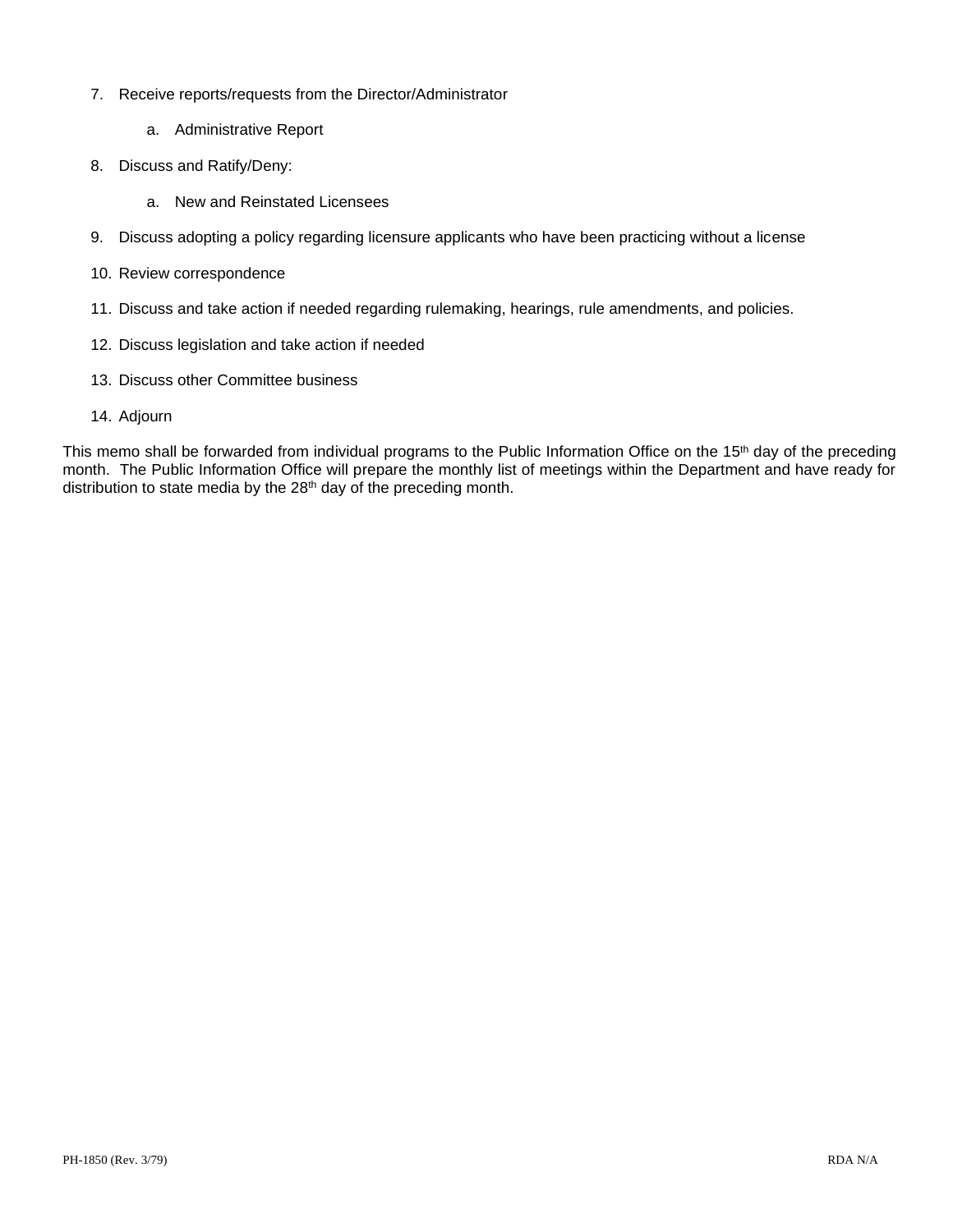7. Receive reports/requests from the Director/Administrator

    a. Administrative Report

8. Discuss and Ratify/Deny:

    a. New and Reinstated Licensees

9. Discuss adopting a policy regarding licensure applicants who have been practicing without a license

10. Review correspondence

11. Discuss and take action if needed regarding rulemaking, hearings, rule amendments, and policies.

12. Discuss legislation and take action if needed

13. Discuss other Committee business

14. Adjourn

This memo shall be forwarded from individual programs to the Public Information Office on the 15th day of the preceding month. The Public Information Office will prepare the monthly list of meetings within the Department and have ready for distribution to state media by the 28th day of the preceding month.

PH-1850 (Rev. 3/79) RDA N/A